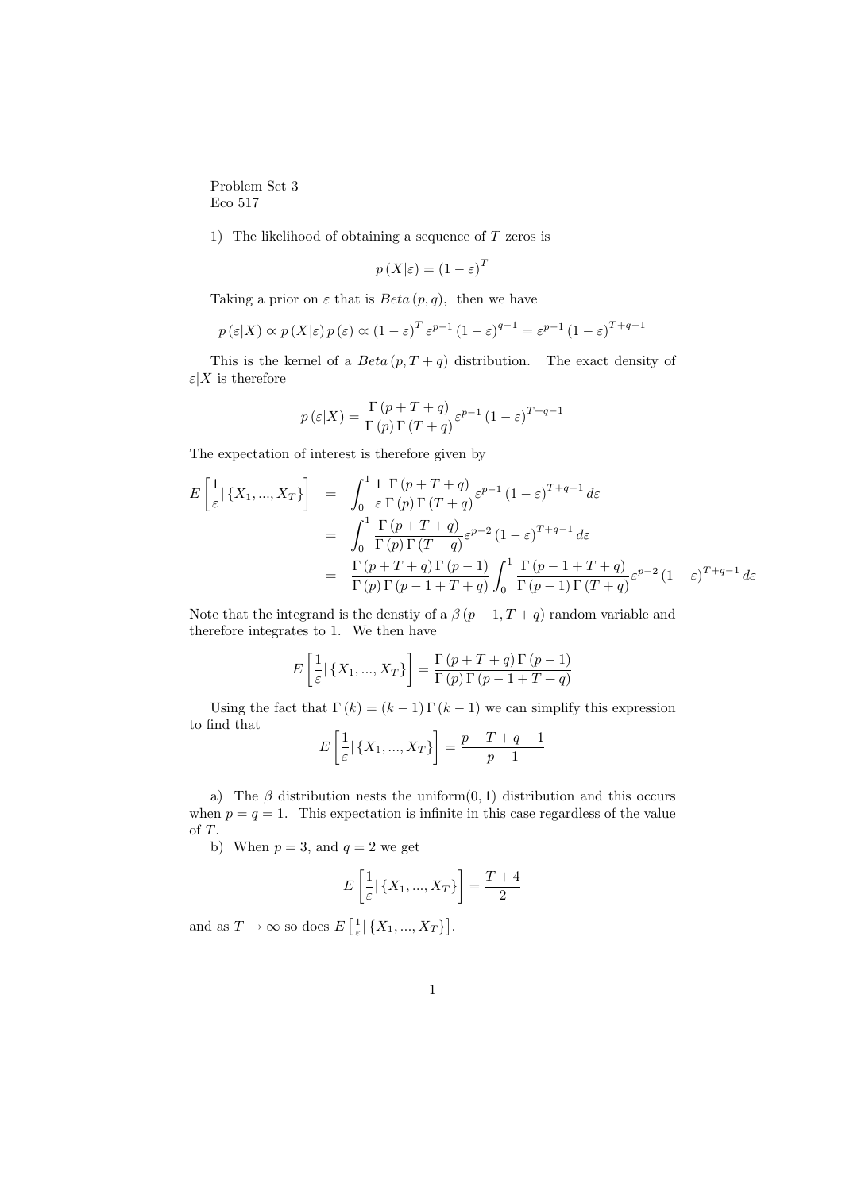Problem Set 3
Eco 517

1) The likelihood of obtaining a sequence of $T$ zeros is

$$p(X|\varepsilon) = (1-\varepsilon)^T$$

Taking a prior on $\varepsilon$ that is $Beta(p,q)$, then we have

$$p(\varepsilon|X) \propto p(X|\varepsilon)\,p(\varepsilon) \propto (1-\varepsilon)^T \varepsilon^{p-1}(1-\varepsilon)^{q-1} = \varepsilon^{p-1}(1-\varepsilon)^{T+q-1}$$

This is the kernel of a $Beta(p, T+q)$ distribution. The exact density of $\varepsilon|X$ is therefore

$$p(\varepsilon|X) = \frac{\Gamma(p+T+q)}{\Gamma(p)\Gamma(T+q)}\varepsilon^{p-1}(1-\varepsilon)^{T+q-1}$$

The expectation of interest is therefore given by

$$\begin{aligned}
E\left[\frac{1}{\varepsilon}|\{X_1,...,X_T\}\right] &= \int_0^1 \frac{1}{\varepsilon}\frac{\Gamma(p+T+q)}{\Gamma(p)\Gamma(T+q)}\varepsilon^{p-1}(1-\varepsilon)^{T+q-1}d\varepsilon \\
&= \int_0^1 \frac{\Gamma(p+T+q)}{\Gamma(p)\Gamma(T+q)}\varepsilon^{p-2}(1-\varepsilon)^{T+q-1}d\varepsilon \\
&= \frac{\Gamma(p+T+q)\Gamma(p-1)}{\Gamma(p)\Gamma(p-1+T+q)}\int_0^1 \frac{\Gamma(p-1+T+q)}{\Gamma(p-1)\Gamma(T+q)}\varepsilon^{p-2}(1-\varepsilon)^{T+q-1}d\varepsilon
\end{aligned}$$

Note that the integrand is the denstiy of a $\beta(p-1, T+q)$ random variable and therefore integrates to 1. We then have

$$E\left[\frac{1}{\varepsilon}|\{X_1,...,X_T\}\right] = \frac{\Gamma(p+T+q)\Gamma(p-1)}{\Gamma(p)\Gamma(p-1+T+q)}$$

Using the fact that $\Gamma(k) = (k-1)\Gamma(k-1)$ we can simplify this expression to find that

$$E\left[\frac{1}{\varepsilon}|\{X_1,...,X_T\}\right] = \frac{p+T+q-1}{p-1}$$

a) The $\beta$ distribution nests the uniform$(0,1)$ distribution and this occurs when $p = q = 1$. This expectation is infinite in this case regardless of the value of $T$.

b) When $p = 3$, and $q = 2$ we get

$$E\left[\frac{1}{\varepsilon}|\{X_1,...,X_T\}\right] = \frac{T+4}{2}$$

and as $T \to \infty$ so does $E\left[\frac{1}{\varepsilon}|\{X_1,...,X_T\}\right]$.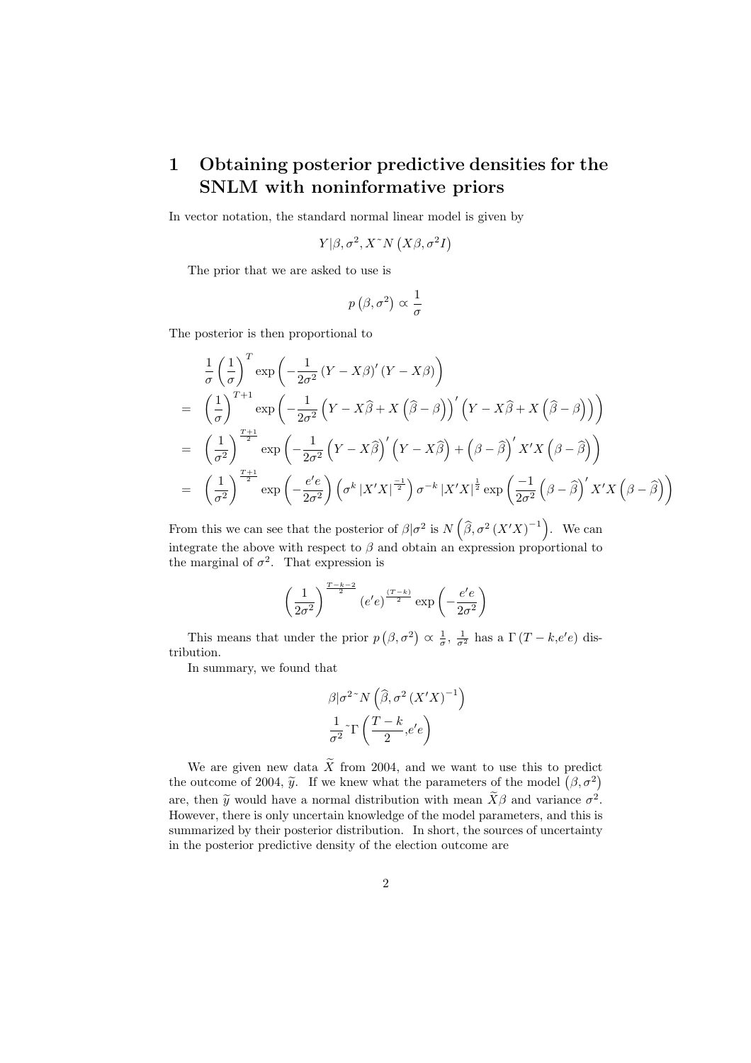# 1 Obtaining posterior predictive densities for the SNLM with noninformative priors

In vector notation, the standard normal linear model is given by

$$Y|\beta,\sigma^2,X\tilde{}N\left(X\beta,\sigma^2 I\right)$$

The prior that we are asked to use is

$$p\left(\beta,\sigma^2\right)\propto\frac{1}{\sigma}$$

The posterior is then proportional to

$$\begin{aligned}
&\frac{1}{\sigma}\left(\frac{1}{\sigma}\right)^T\exp\left(-\frac{1}{2\sigma^2}\left(Y-X\beta\right)'\left(Y-X\beta\right)\right)\\
=&\left(\frac{1}{\sigma}\right)^{T+1}\exp\left(-\frac{1}{2\sigma^2}\left(Y-X\widehat{\beta}+X\left(\widehat{\beta}-\beta\right)\right)'\left(Y-X\widehat{\beta}+X\left(\widehat{\beta}-\beta\right)\right)\right)\\
=&\left(\frac{1}{\sigma^2}\right)^{\frac{T+1}{2}}\exp\left(-\frac{1}{2\sigma^2}\left(Y-X\widehat{\beta}\right)'\left(Y-X\widehat{\beta}\right)+\left(\beta-\widehat{\beta}\right)'X'X\left(\beta-\widehat{\beta}\right)\right)\\
=&\left(\frac{1}{\sigma^2}\right)^{\frac{T+1}{2}}\exp\left(-\frac{e'e}{2\sigma^2}\right)\left(\sigma^k\left|X'X\right|^{\frac{-1}{2}}\right)\sigma^{-k}\left|X'X\right|^{\frac{1}{2}}\exp\left(\frac{-1}{2\sigma^2}\left(\beta-\widehat{\beta}\right)'X'X\left(\beta-\widehat{\beta}\right)\right)
\end{aligned}$$

From this we can see that the posterior of $\beta|\sigma^2$ is $N\left(\widehat{\beta},\sigma^2\left(X'X\right)^{-1}\right)$. We can integrate the above with respect to $\beta$ and obtain an expression proportional to the marginal of $\sigma^2$. That expression is

$$\left(\frac{1}{2\sigma^2}\right)^{\frac{T-k-2}{2}}\left(e'e\right)^{\frac{(T-k)}{2}}\exp\left(-\frac{e'e}{2\sigma^2}\right)$$

This means that under the prior $p\left(\beta,\sigma^2\right)\propto\frac{1}{\sigma}$, $\frac{1}{\sigma^2}$ has a $\Gamma\left(T-k,e'e\right)$ distribution.

In summary, we found that

$$\beta|\sigma^2\tilde{}N\left(\widehat{\beta},\sigma^2\left(X'X\right)^{-1}\right)$$
$$\frac{1}{\sigma^2}\tilde{}\Gamma\left(\frac{T-k}{2},e'e\right)$$

We are given new data $\widetilde{X}$ from 2004, and we want to use this to predict the outcome of 2004, $\widetilde{y}$. If we knew what the parameters of the model $\left(\beta,\sigma^2\right)$ are, then $\widetilde{y}$ would have a normal distribution with mean $\widetilde{X}\beta$ and variance $\sigma^2$. However, there is only uncertain knowledge of the model parameters, and this is summarized by their posterior distribution. In short, the sources of uncertainty in the posterior predictive density of the election outcome are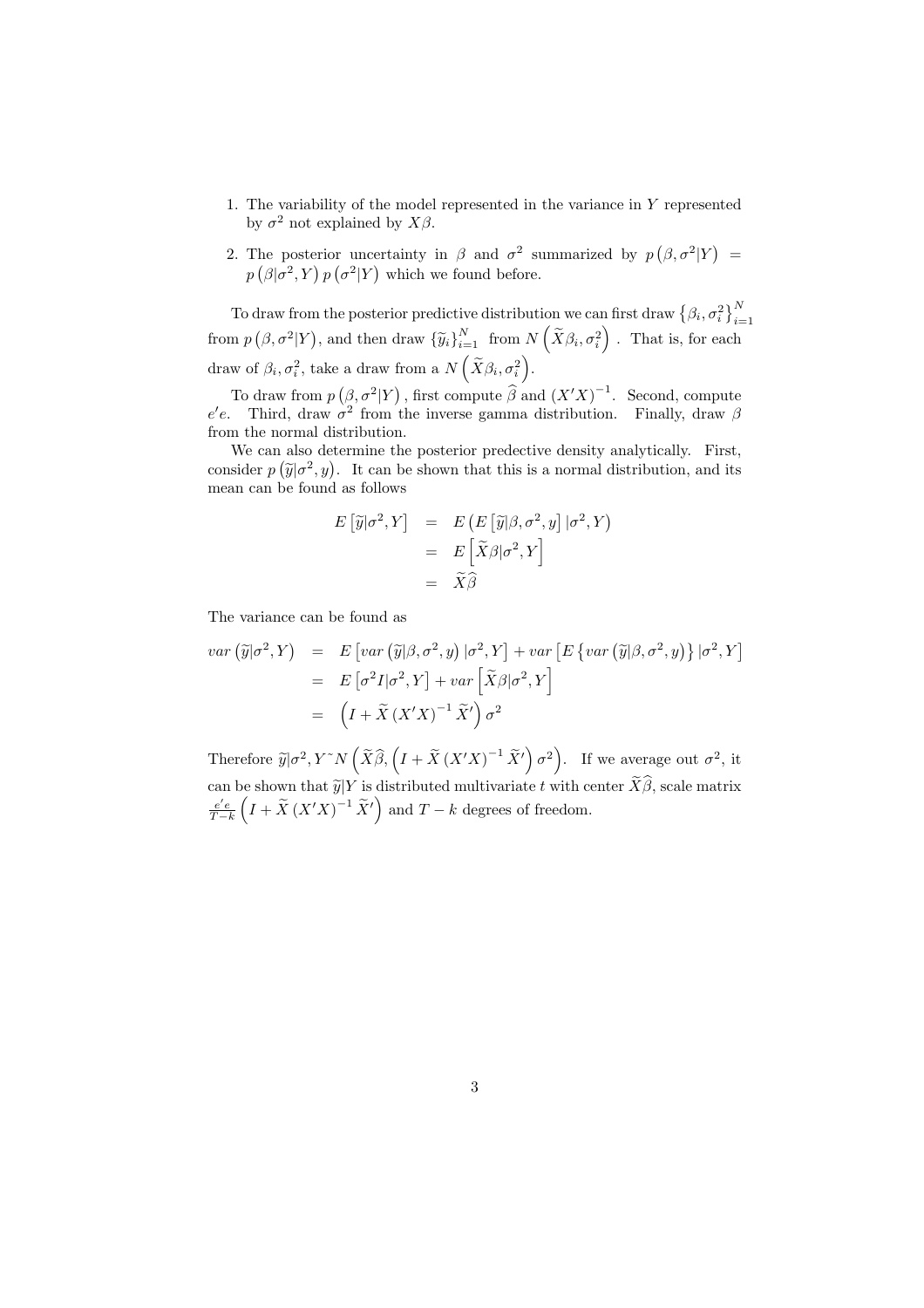1. The variability of the model represented in the variance in $Y$ represented by $\sigma^2$ not explained by $X\beta$.
2. The posterior uncertainty in $\beta$ and $\sigma^2$ summarized by $p(\beta, \sigma^2|Y) = p(\beta|\sigma^2, Y)\, p(\sigma^2|Y)$ which we found before.

To draw from the posterior predictive distribution we can first draw $\{\beta_i, \sigma_i^2\}_{i=1}^N$ from $p(\beta, \sigma^2|Y)$, and then draw $\{\widetilde{y}_i\}_{i=1}^N$ from $N\left(\widetilde{X}\beta_i, \sigma_i^2\right)$. That is, for each draw of $\beta_i, \sigma_i^2$, take a draw from a $N\left(\widetilde{X}\beta_i, \sigma_i^2\right)$.

To draw from $p(\beta, \sigma^2|Y)$, first compute $\widehat{\beta}$ and $(X'X)^{-1}$. Second, compute $e'e$. Third, draw $\sigma^2$ from the inverse gamma distribution. Finally, draw $\beta$ from the normal distribution.

We can also determine the posterior predective density analytically. First, consider $p(\widetilde{y}|\sigma^2, y)$. It can be shown that this is a normal distribution, and its mean can be found as follows

$$
\begin{aligned}
E\left[\widetilde{y}|\sigma^2, Y\right] &= E\left(E\left[\widetilde{y}|\beta, \sigma^2, y\right]|\sigma^2, Y\right) \\
&= E\left[\widetilde{X}\beta|\sigma^2, Y\right] \\
&= \widetilde{X}\widehat{\beta}
\end{aligned}
$$

The variance can be found as

$$
\begin{aligned}
var\left(\widetilde{y}|\sigma^2, Y\right) &= E\left[var\left(\widetilde{y}|\beta, \sigma^2, y\right)|\sigma^2, Y\right] + var\left[E\left\{var\left(\widetilde{y}|\beta, \sigma^2, y\right)\right\}|\sigma^2, Y\right] \\
&= E\left[\sigma^2 I|\sigma^2, Y\right] + var\left[\widetilde{X}\beta|\sigma^2, Y\right] \\
&= \left(I + \widetilde{X}\left(X'X\right)^{-1}\widetilde{X}'\right)\sigma^2
\end{aligned}
$$

Therefore $\widetilde{y}|\sigma^2, Y \sim N\left(\widetilde{X}\widehat{\beta}, \left(I + \widetilde{X}\left(X'X\right)^{-1}\widetilde{X}'\right)\sigma^2\right)$. If we average out $\sigma^2$, it can be shown that $\widetilde{y}|Y$ is distributed multivariate $t$ with center $\widetilde{X}\widehat{\beta}$, scale matrix $\frac{e'e}{T-k}\left(I + \widetilde{X}\left(X'X\right)^{-1}\widetilde{X}'\right)$ and $T-k$ degrees of freedom.